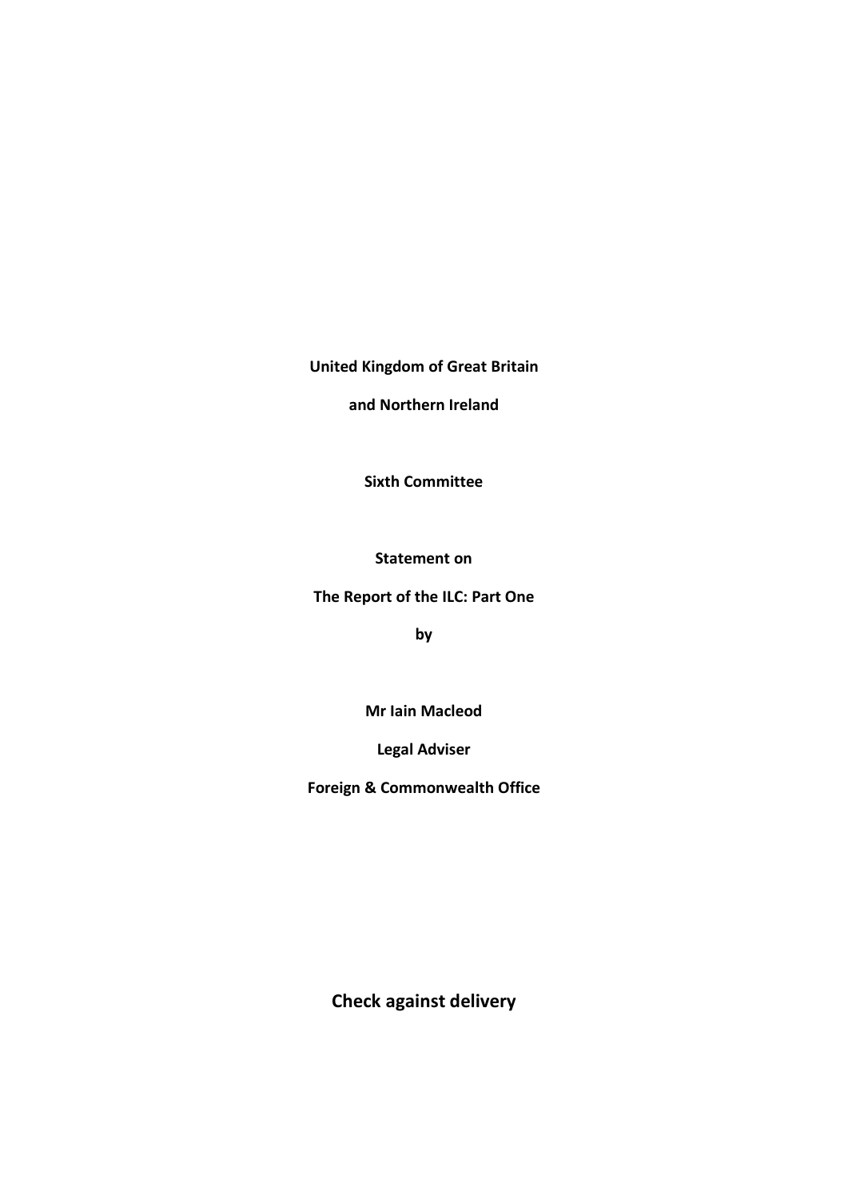**United Kingdom of Great Britain**

**and Northern Ireland**

**Sixth Committee**

**Statement on**

**The Report of the ILC: Part One**

**by**

**Mr Iain Macleod**

**Legal Adviser**

**Foreign & Commonwealth Office**

**Check against delivery**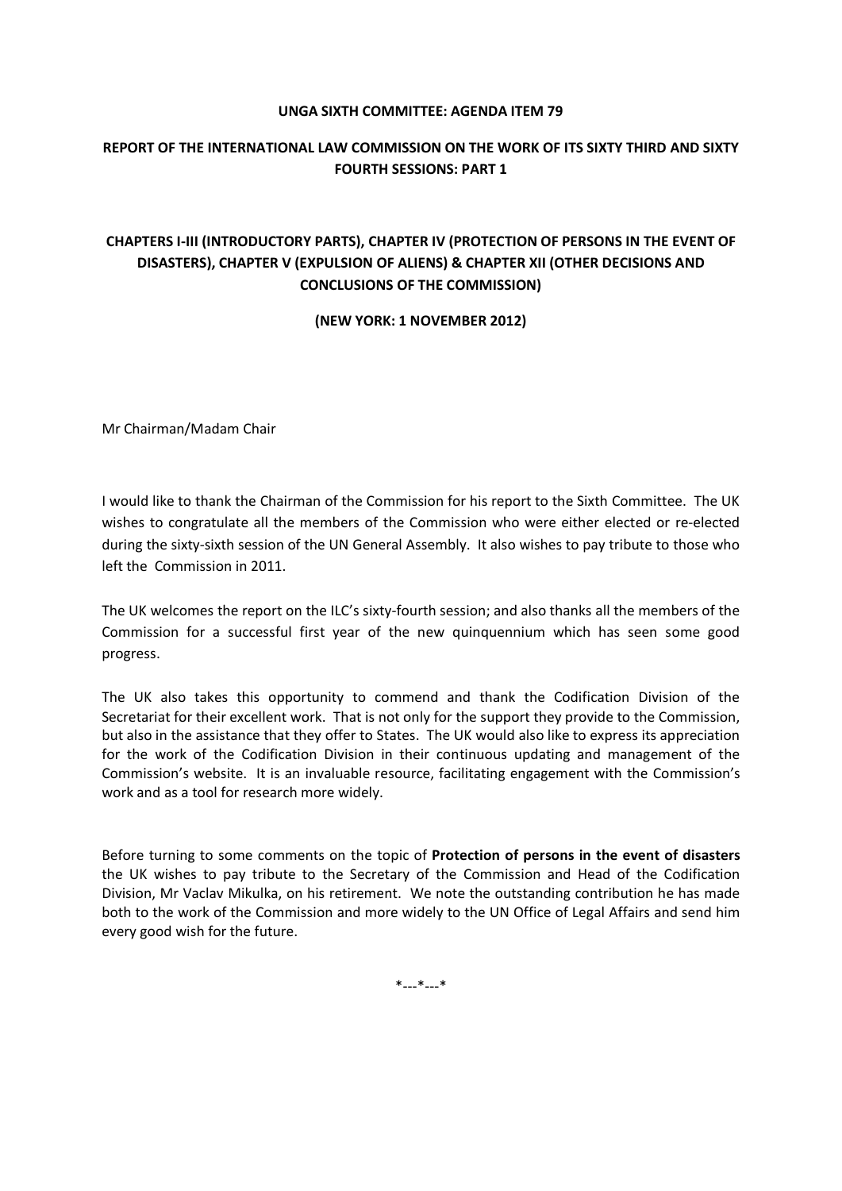**UNGA SIXTH COMMITTEE: AGENDA ITEM 79**

**REPORT OF THE INTERNATIONAL LAW COMMISSION ON THE WORK OF ITS SIXTY THIRD AND SIXTY FOURTH SESSIONS: PART 1**

**CHAPTERS I-III (INTRODUCTORY PARTS), CHAPTER IV (PROTECTION OF PERSONS IN THE EVENT OF DISASTERS), CHAPTER V (EXPULSION OF ALIENS) & CHAPTER XII (OTHER DECISIONS AND CONCLUSIONS OF THE COMMISSION)**

**(NEW YORK: 1 NOVEMBER 2012)**

Mr Chairman/Madam Chair

I would like to thank the Chairman of the Commission for his report to the Sixth Committee. The UK wishes to congratulate all the members of the Commission who were either elected or re-elected during the sixty-sixth session of the UN General Assembly. It also wishes to pay tribute to those who left the Commission in 2011.

The UK welcomes the report on the ILC's sixty-fourth session; and also thanks all the members of the Commission for a successful first year of the new quinquennium which has seen some good progress.

The UK also takes this opportunity to commend and thank the Codification Division of the Secretariat for their excellent work. That is not only for the support they provide to the Commission, but also in the assistance that they offer to States. The UK would also like to express its appreciation for the work of the Codification Division in their continuous updating and management of the Commission's website. It is an invaluable resource, facilitating engagement with the Commission's work and as a tool for research more widely.

Before turning to some comments on the topic of **Protection of persons in the event of disasters** the UK wishes to pay tribute to the Secretary of the Commission and Head of the Codification Division, Mr Vaclav Mikulka, on his retirement. We note the outstanding contribution he has made both to the work of the Commission and more widely to the UN Office of Legal Affairs and send him every good wish for the future.

*---*---*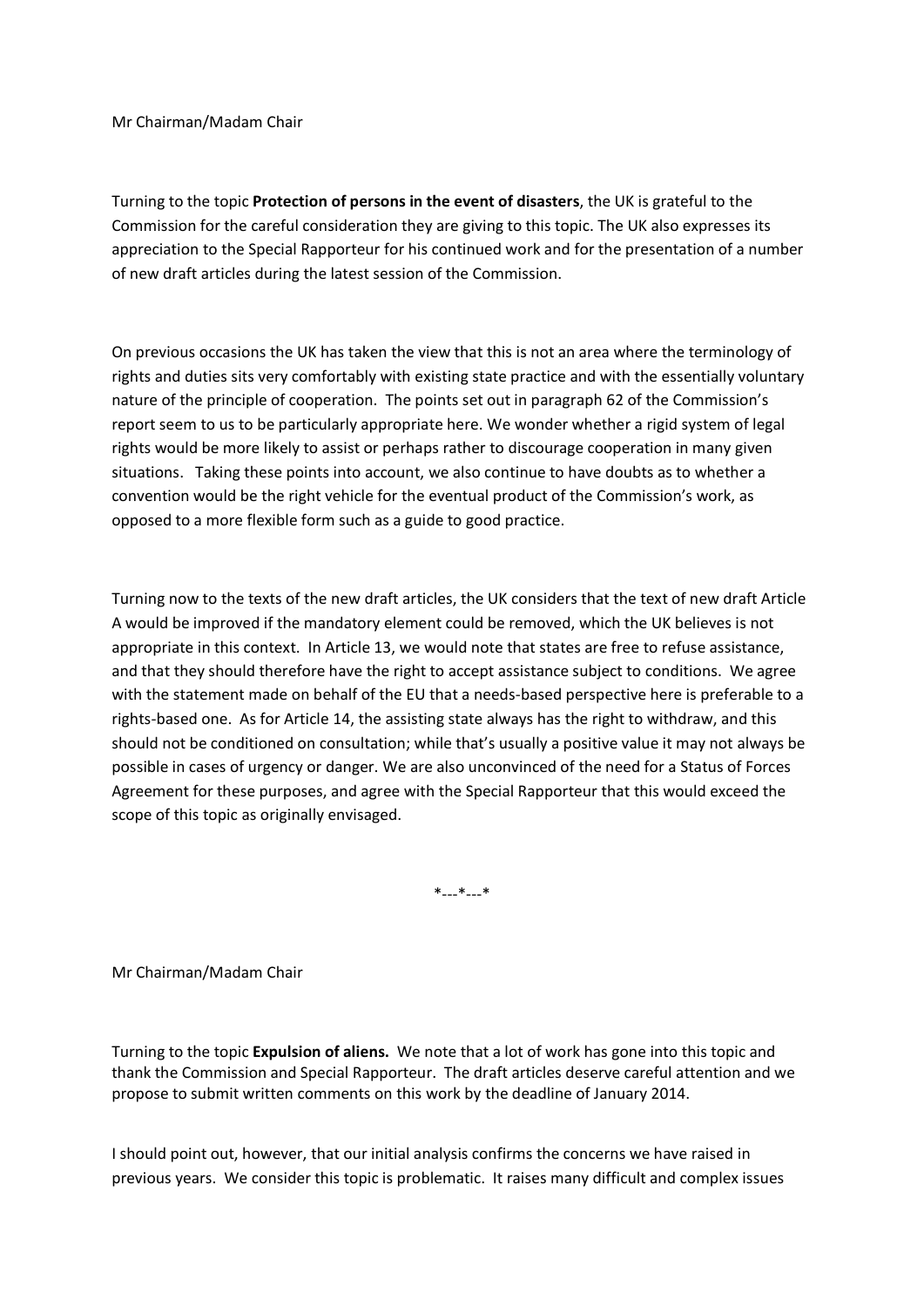Mr Chairman/Madam Chair

Turning to the topic **Protection of persons in the event of disasters**, the UK is grateful to the Commission for the careful consideration they are giving to this topic. The UK also expresses its appreciation to the Special Rapporteur for his continued work and for the presentation of a number of new draft articles during the latest session of the Commission.

On previous occasions the UK has taken the view that this is not an area where the terminology of rights and duties sits very comfortably with existing state practice and with the essentially voluntary nature of the principle of cooperation. The points set out in paragraph 62 of the Commission's report seem to us to be particularly appropriate here. We wonder whether a rigid system of legal rights would be more likely to assist or perhaps rather to discourage cooperation in many given situations. Taking these points into account, we also continue to have doubts as to whether a convention would be the right vehicle for the eventual product of the Commission's work, as opposed to a more flexible form such as a guide to good practice.

Turning now to the texts of the new draft articles, the UK considers that the text of new draft Article A would be improved if the mandatory element could be removed, which the UK believes is not appropriate in this context. In Article 13, we would note that states are free to refuse assistance, and that they should therefore have the right to accept assistance subject to conditions. We agree with the statement made on behalf of the EU that a needs-based perspective here is preferable to a rights-based one. As for Article 14, the assisting state always has the right to withdraw, and this should not be conditioned on consultation; while that's usually a positive value it may not always be possible in cases of urgency or danger. We are also unconvinced of the need for a Status of Forces Agreement for these purposes, and agree with the Special Rapporteur that this would exceed the scope of this topic as originally envisaged.

*---*---*

Mr Chairman/Madam Chair

Turning to the topic **Expulsion of aliens.** We note that a lot of work has gone into this topic and thank the Commission and Special Rapporteur. The draft articles deserve careful attention and we propose to submit written comments on this work by the deadline of January 2014.

I should point out, however, that our initial analysis confirms the concerns we have raised in previous years. We consider this topic is problematic. It raises many difficult and complex issues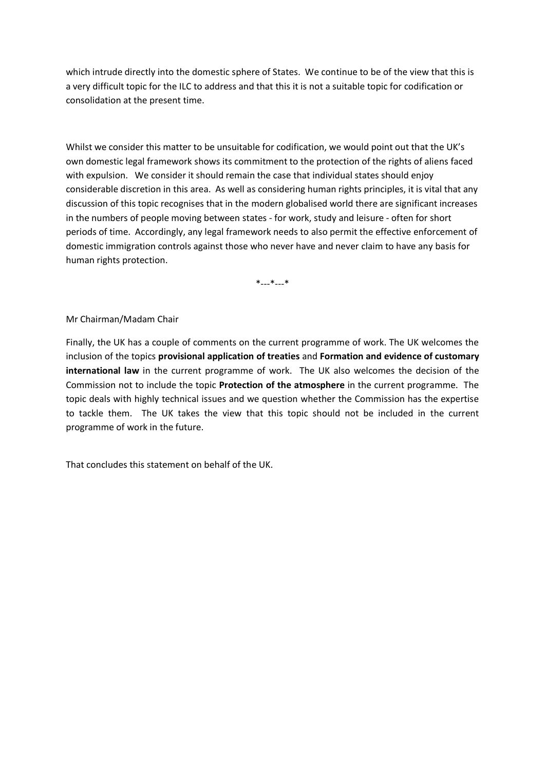which intrude directly into the domestic sphere of States. We continue to be of the view that this is a very difficult topic for the ILC to address and that this it is not a suitable topic for codification or consolidation at the present time.

Whilst we consider this matter to be unsuitable for codification, we would point out that the UK's own domestic legal framework shows its commitment to the protection of the rights of aliens faced with expulsion. We consider it should remain the case that individual states should enjoy considerable discretion in this area. As well as considering human rights principles, it is vital that any discussion of this topic recognises that in the modern globalised world there are significant increases in the numbers of people moving between states - for work, study and leisure - often for short periods of time. Accordingly, any legal framework needs to also permit the effective enforcement of domestic immigration controls against those who never have and never claim to have any basis for human rights protection.

*---*---*

Mr Chairman/Madam Chair

Finally, the UK has a couple of comments on the current programme of work. The UK welcomes the inclusion of the topics **provisional application of treaties** and **Formation and evidence of customary international law** in the current programme of work. The UK also welcomes the decision of the Commission not to include the topic **Protection of the atmosphere** in the current programme. The topic deals with highly technical issues and we question whether the Commission has the expertise to tackle them. The UK takes the view that this topic should not be included in the current programme of work in the future.

That concludes this statement on behalf of the UK.